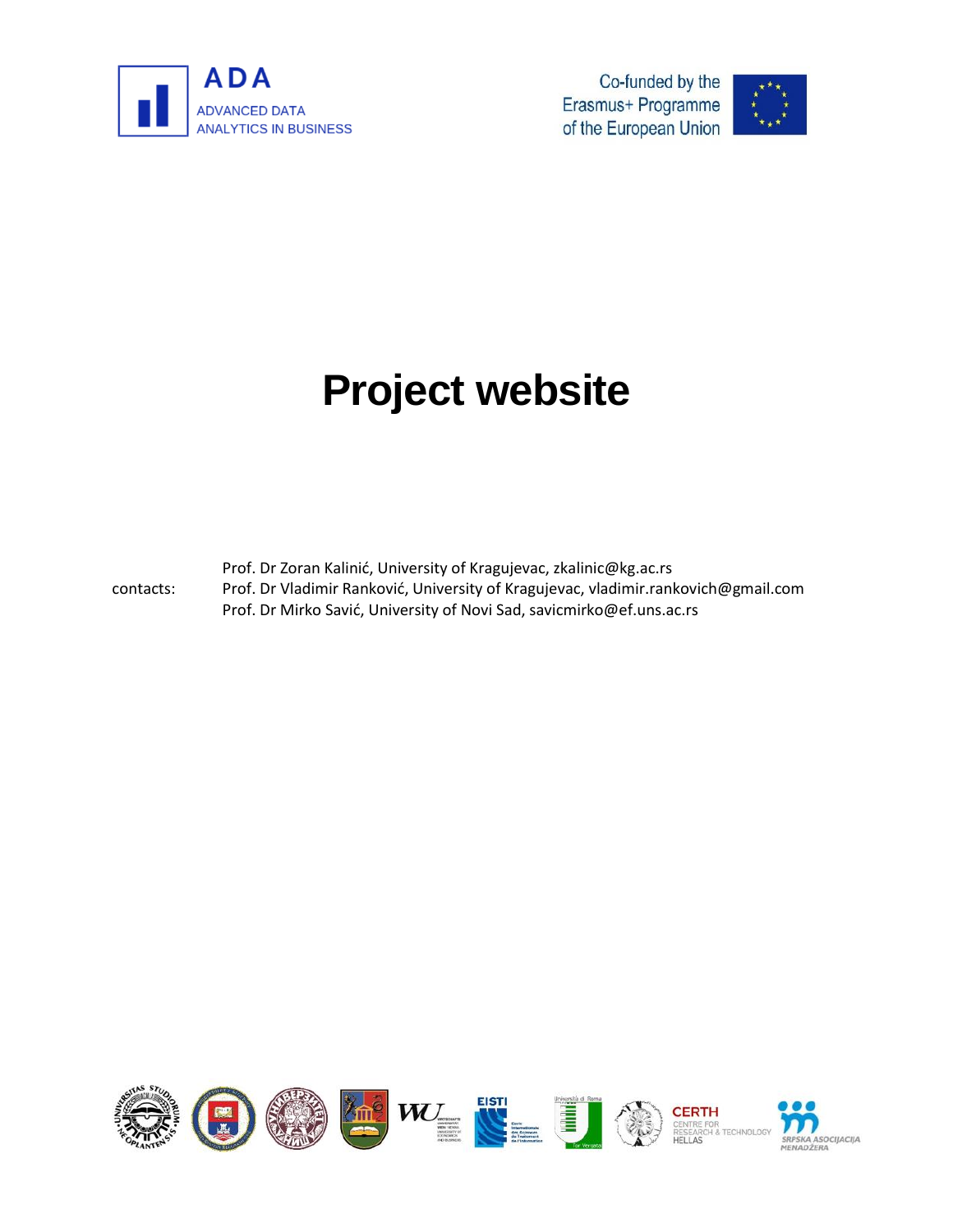ADA

ADVANCED DATA ANALYTICS IN BUSINESS

Co-funded by the Erasmus+ Programme of the European Union

# Project website

contacts:

Prof. Dr Zoran Kalinić, University of Kragujevac, zkalinic@kg.ac.rs
Prof. Dr Vladimir Ranković, University of Kragujevac, vladimir.rankovich@gmail.com
Prof. Dr Mirko Savić, University of Novi Sad, savicmirko@ef.uns.ac.rs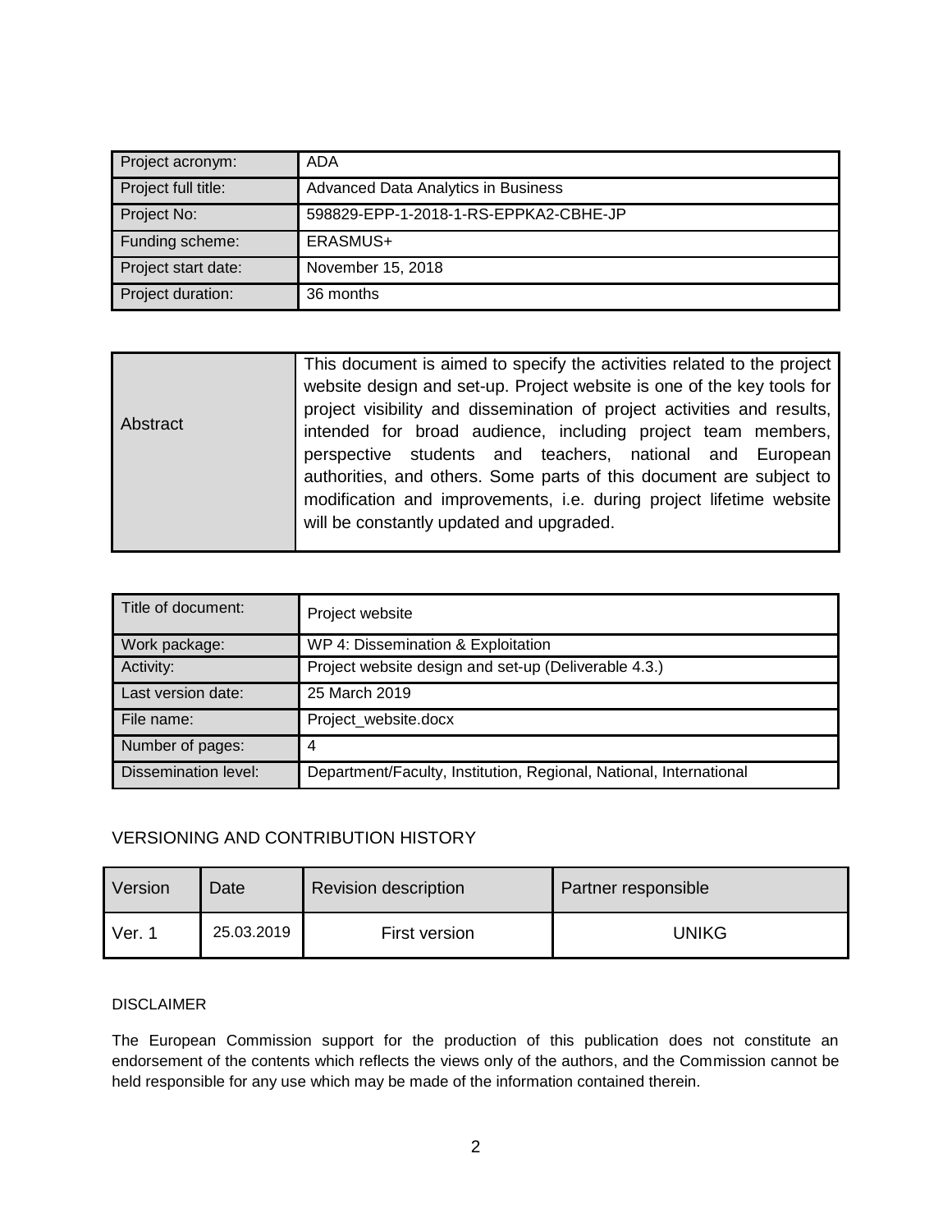| Project acronym: | ADA |
| --- | --- |
| Project full title: | Advanced Data Analytics in Business |
| Project No: | 598829-EPP-1-2018-1-RS-EPPKA2-CBHE-JP |
| Funding scheme: | ERASMUS+ |
| Project start date: | November 15, 2018 |
| Project duration: | 36 months |

| Abstract | This document is aimed to specify the activities related to the project website design and set-up. Project website is one of the key tools for project visibility and dissemination of project activities and results, intended for broad audience, including project team members, perspective students and teachers, national and European authorities, and others. Some parts of this document are subject to modification and improvements, i.e. during project lifetime website will be constantly updated and upgraded. |
| --- | --- |

| Title of document: | Project website |
| --- | --- |
| Work package: | WP 4: Dissemination & Exploitation |
| Activity: | Project website design and set-up (Deliverable 4.3.) |
| Last version date: | 25 March 2019 |
| File name: | Project_website.docx |
| Number of pages: | 4 |
| Dissemination level: | Department/Faculty, Institution, Regional, National, International |

## VERSIONING AND CONTRIBUTION HISTORY

| Version | Date | Revision description | Partner responsible |
| --- | --- | --- | --- |
| Ver. 1 | 25.03.2019 | First version | UNIKG |

DISCLAIMER

The European Commission support for the production of this publication does not constitute an endorsement of the contents which reflects the views only of the authors, and the Commission cannot be held responsible for any use which may be made of the information contained therein.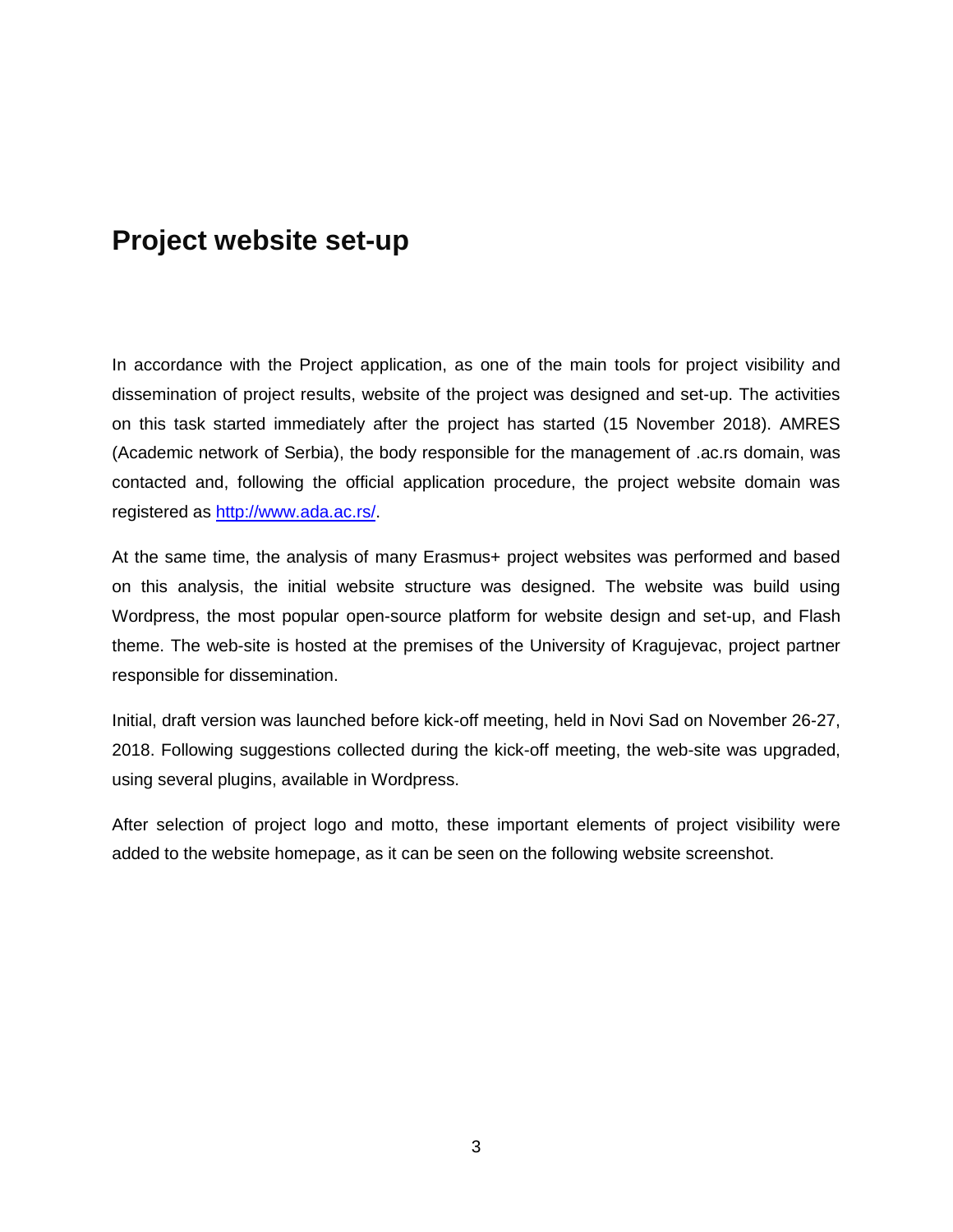# Project website set-up

In accordance with the Project application, as one of the main tools for project visibility and dissemination of project results, website of the project was designed and set-up. The activities on this task started immediately after the project has started (15 November 2018). AMRES (Academic network of Serbia), the body responsible for the management of .ac.rs domain, was contacted and, following the official application procedure, the project website domain was registered as [http://www.ada.ac.rs/](http://www.ada.ac.rs/).

At the same time, the analysis of many Erasmus+ project websites was performed and based on this analysis, the initial website structure was designed. The website was build using Wordpress, the most popular open-source platform for website design and set-up, and Flash theme. The web-site is hosted at the premises of the University of Kragujevac, project partner responsible for dissemination.

Initial, draft version was launched before kick-off meeting, held in Novi Sad on November 26-27, 2018. Following suggestions collected during the kick-off meeting, the web-site was upgraded, using several plugins, available in Wordpress.

After selection of project logo and motto, these important elements of project visibility were added to the website homepage, as it can be seen on the following website screenshot.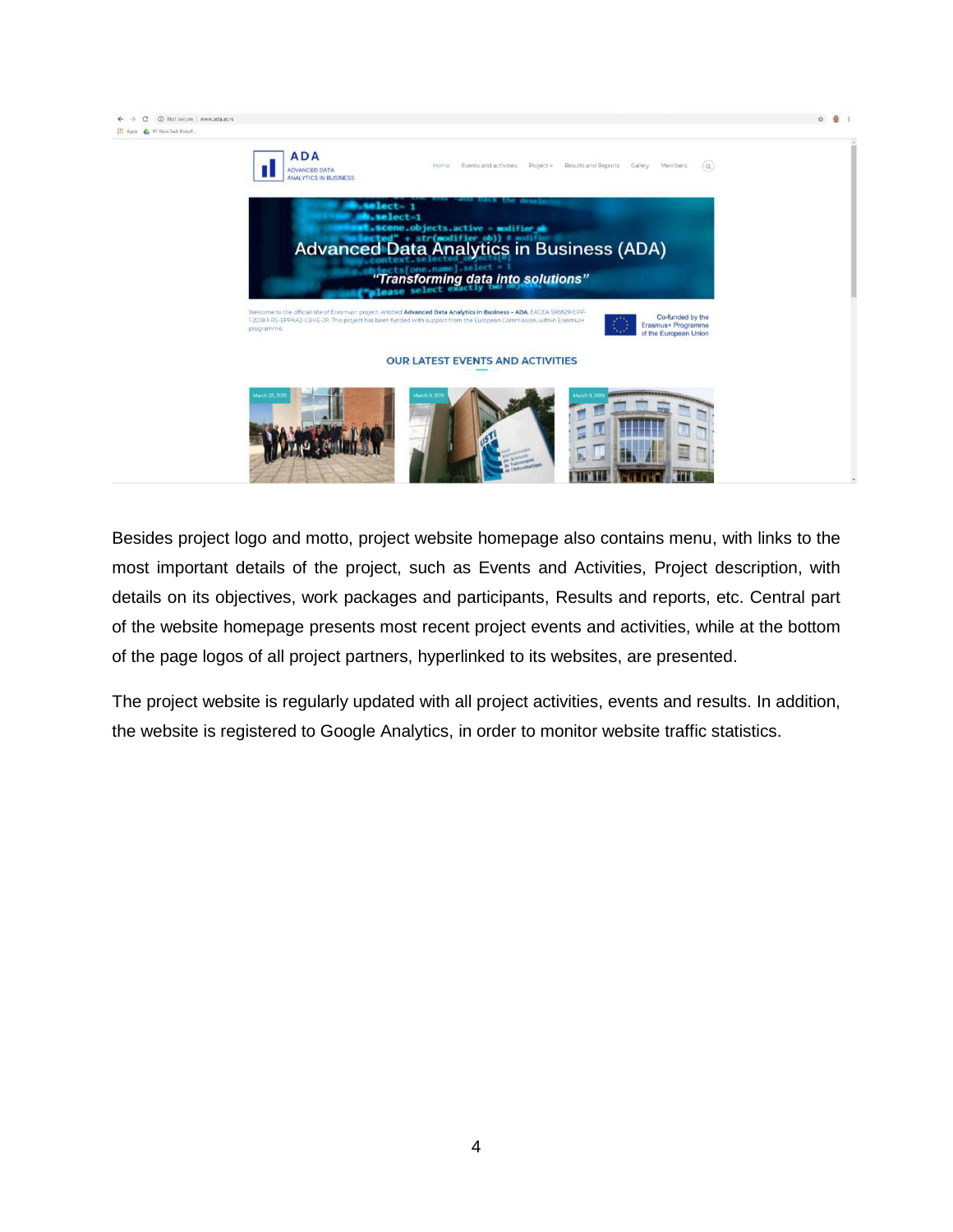Besides project logo and motto, project website homepage also contains menu, with links to the most important details of the project, such as Events and Activities, Project description, with details on its objectives, work packages and participants, Results and reports, etc. Central part of the website homepage presents most recent project events and activities, while at the bottom of the page logos of all project partners, hyperlinked to its websites, are presented.

The project website is regularly updated with all project activities, events and results. In addition, the website is registered to Google Analytics, in order to monitor website traffic statistics.